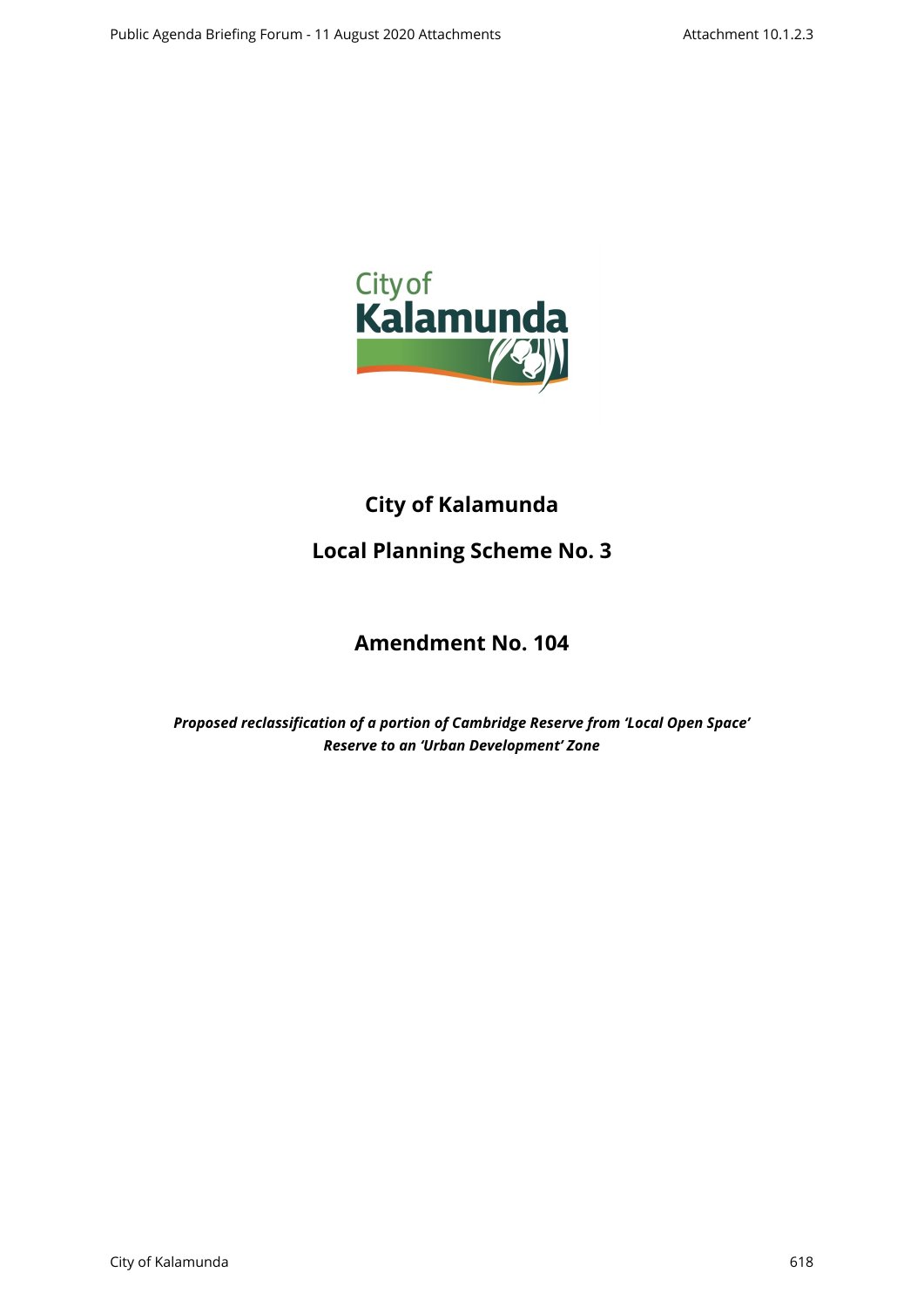# City of Kalamunda

## Local Planning Scheme No. 3

## Amendment No. 104

***Proposed reclassification of a portion of Cambridge Reserve from 'Local Open Space' Reserve to an 'Urban Development' Zone***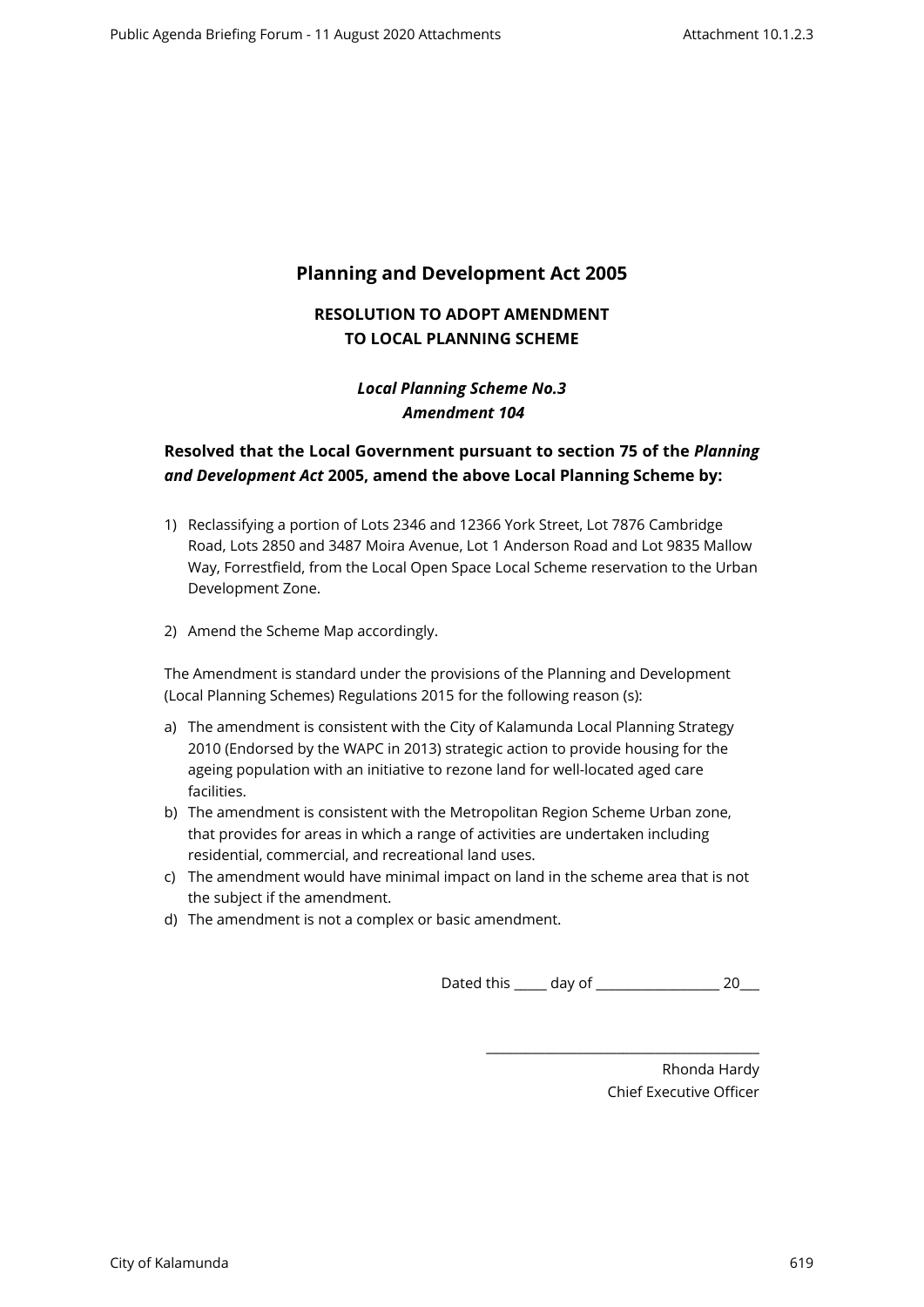# Planning and Development Act 2005

## RESOLUTION TO ADOPT AMENDMENT TO LOCAL PLANNING SCHEME

***Local Planning Scheme No.3***
***Amendment 104***

**Resolved that the Local Government pursuant to section 75 of the *Planning and Development Act* 2005, amend the above Local Planning Scheme by:**

1) Reclassifying a portion of Lots 2346 and 12366 York Street, Lot 7876 Cambridge Road, Lots 2850 and 3487 Moira Avenue, Lot 1 Anderson Road and Lot 9835 Mallow Way, Forrestfield, from the Local Open Space Local Scheme reservation to the Urban Development Zone.

2) Amend the Scheme Map accordingly.

The Amendment is standard under the provisions of the Planning and Development (Local Planning Schemes) Regulations 2015 for the following reason (s):

a) The amendment is consistent with the City of Kalamunda Local Planning Strategy 2010 (Endorsed by the WAPC in 2013) strategic action to provide housing for the ageing population with an initiative to rezone land for well-located aged care facilities.
b) The amendment is consistent with the Metropolitan Region Scheme Urban zone, that provides for areas in which a range of activities are undertaken including residential, commercial, and recreational land uses.
c) The amendment would have minimal impact on land in the scheme area that is not the subject if the amendment.
d) The amendment is not a complex or basic amendment.

Dated this _____ day of ___________________ 20___

________________________________________

Rhonda Hardy
Chief Executive Officer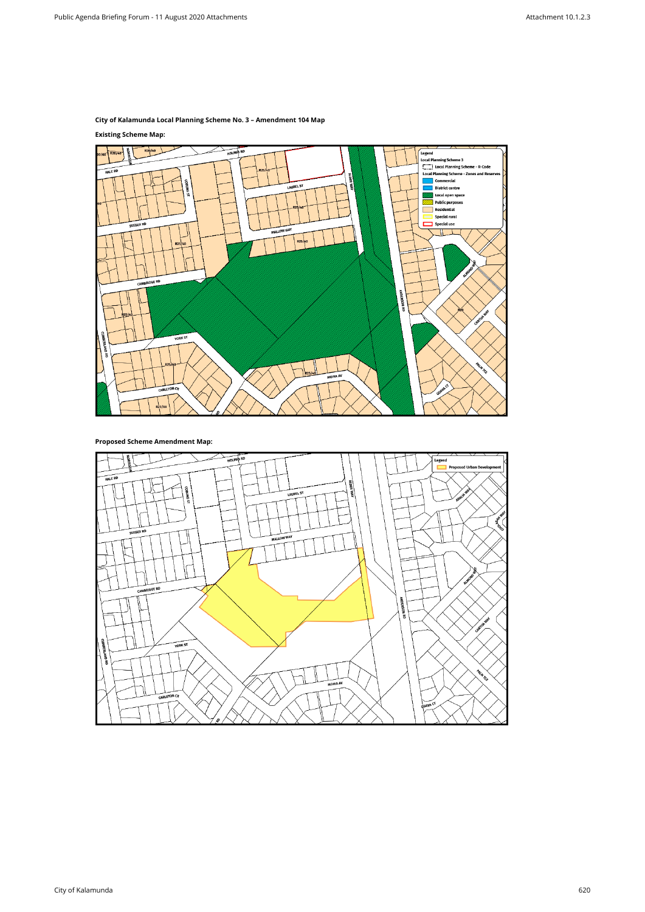**City of Kalamunda Local Planning Scheme No. 3 – Amendment 104 Map**

**Existing Scheme Map:**

Legend
Local Planning Scheme 3
- Local Planning Scheme - R-Code

Local Planning Scheme - Zones and Reserves
- Commercial
- District centre
- Local open space
- Public purposes
- Residential
- Special rural
- Special use

**Proposed Scheme Amendment Map:**

Legend
- Proposed Urban Development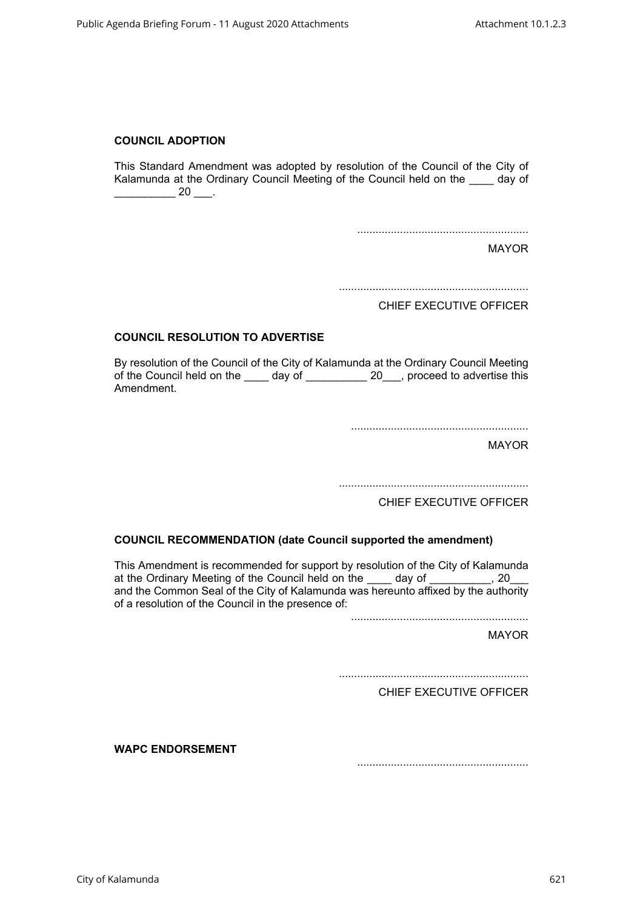**COUNCIL ADOPTION**

This Standard Amendment was adopted by resolution of the Council of the City of Kalamunda at the Ordinary Council Meeting of the Council held on the ____ day of __________ 20 ___.

........................................................

MAYOR

..............................................................

CHIEF EXECUTIVE OFFICER

**COUNCIL RESOLUTION TO ADVERTISE**

By resolution of the Council of the City of Kalamunda at the Ordinary Council Meeting of the Council held on the ____ day of __________ 20___, proceed to advertise this Amendment.

..........................................................

MAYOR

..............................................................

CHIEF EXECUTIVE OFFICER

**COUNCIL RECOMMENDATION (date Council supported the amendment)**

This Amendment is recommended for support by resolution of the City of Kalamunda at the Ordinary Meeting of the Council held on the ____ day of __________, 20___ and the Common Seal of the City of Kalamunda was hereunto affixed by the authority of a resolution of the Council in the presence of:

..........................................................

MAYOR

..............................................................

CHIEF EXECUTIVE OFFICER

**WAPC ENDORSEMENT**

........................................................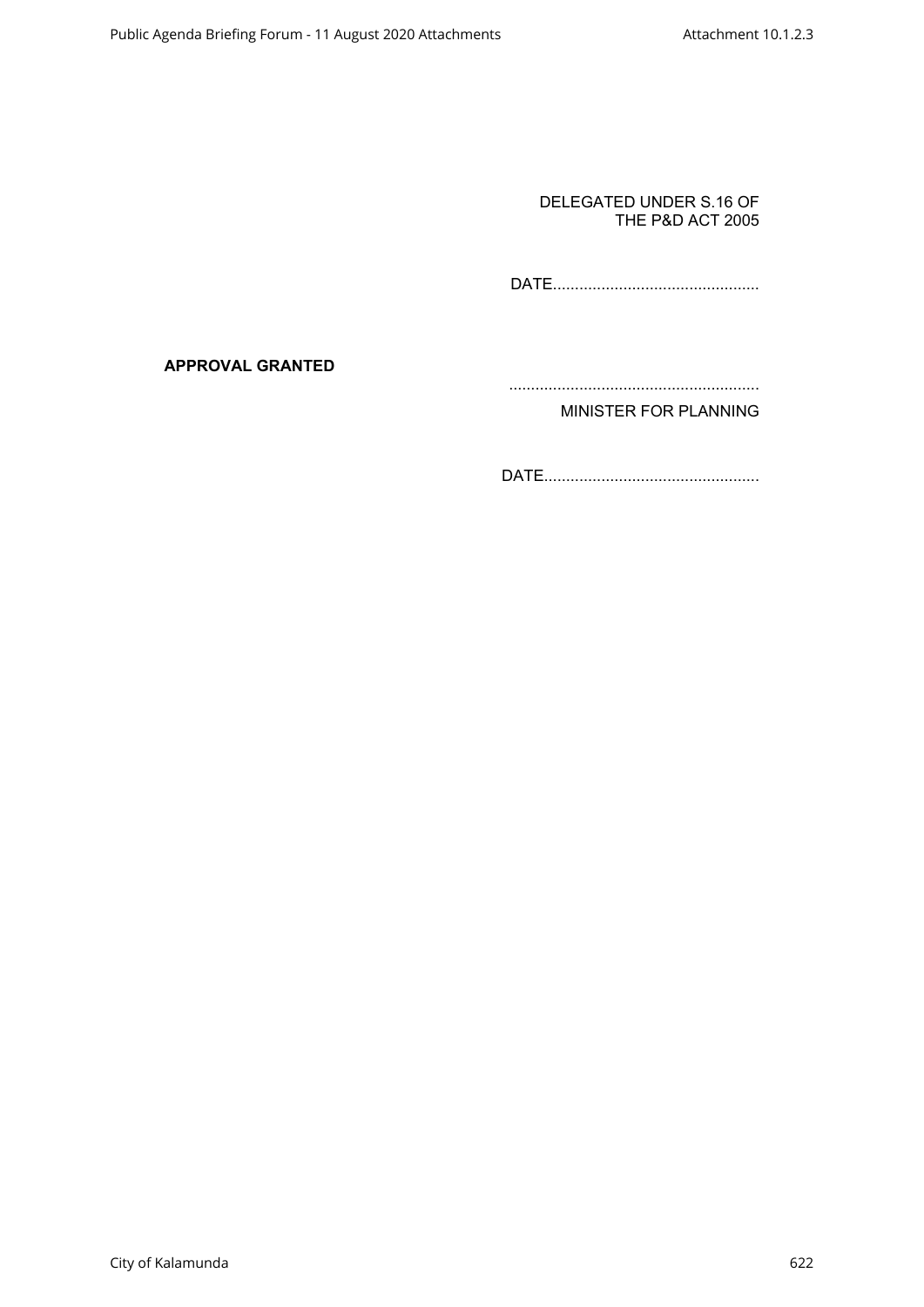DELEGATED UNDER S.16 OF THE P&D ACT 2005

DATE...............................................

**APPROVAL GRANTED**

.........................................................

MINISTER FOR PLANNING

DATE.................................................